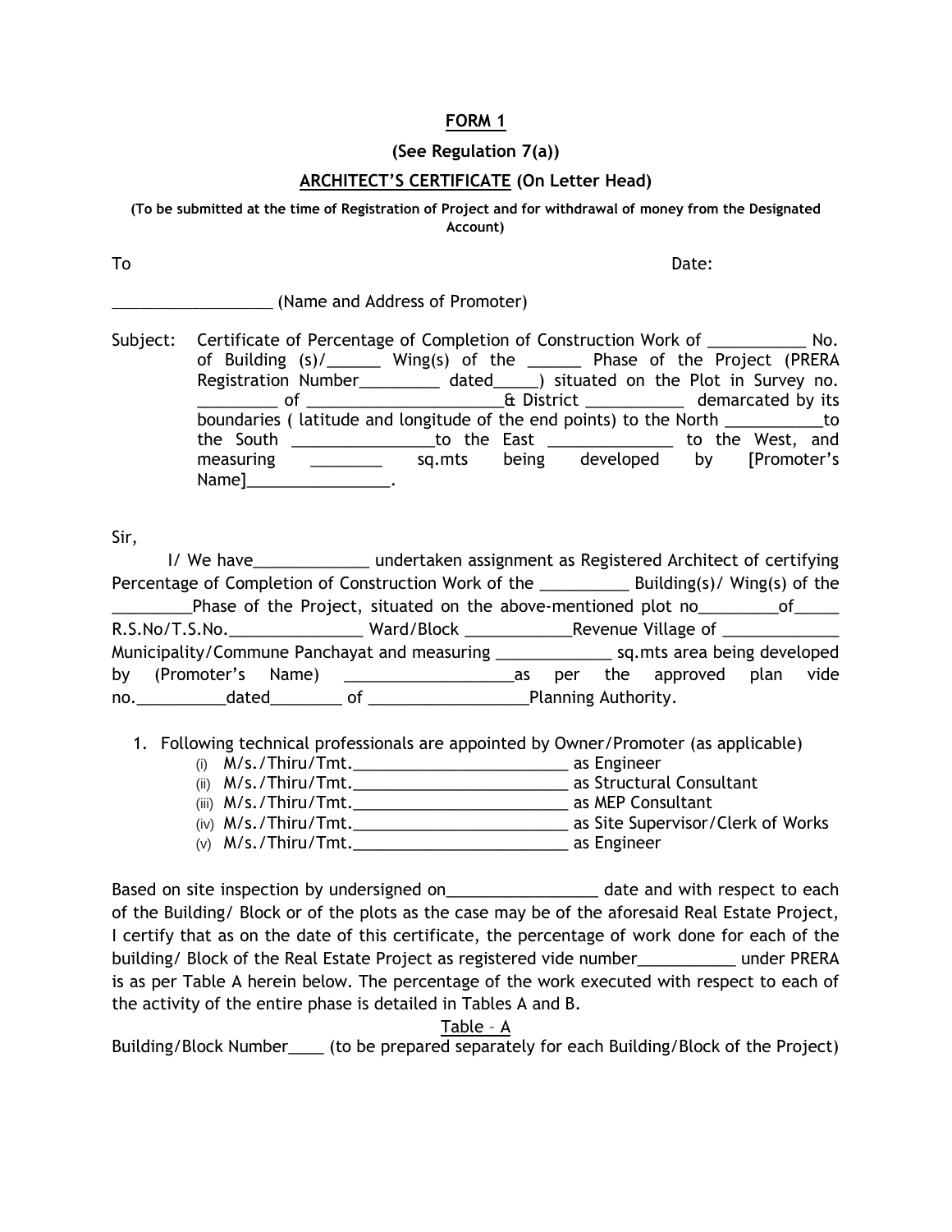# FORM 1

**(See Regulation 7(a))**

## ARCHITECT'S CERTIFICATE (On Letter Head)

**(To be submitted at the time of Registration of Project and for withdrawal of money from the Designated Account)**

To Date:

__________________ (Name and Address of Promoter)

Subject: Certificate of Percentage of Completion of Construction Work of ___________ No. of Building (s)/______ Wing(s) of the ______ Phase of the Project (PRERA Registration Number_________ dated_____) situated on the Plot in Survey no. _________ of ______________________& District ___________ demarcated by its boundaries ( latitude and longitude of the end points) to the North ___________to the South ________________to the East ______________ to the West, and measuring ________ sq.mts being developed by [Promoter's Name]________________.

Sir,

I/ We have_____________ undertaken assignment as Registered Architect of certifying Percentage of Completion of Construction Work of the __________ Building(s)/ Wing(s) of the _________Phase of the Project, situated on the above-mentioned plot no_________of_____ R.S.No/T.S.No._______________ Ward/Block ____________Revenue Village of _____________ Municipality/Commune Panchayat and measuring _____________ sq.mts area being developed by (Promoter's Name) ___________________as per the approved plan vide no.__________dated________ of __________________Planning Authority.

1. Following technical professionals are appointed by Owner/Promoter (as applicable)
   (i) M/s./Thiru/Tmt._________________________ as Engineer
   (ii) M/s./Thiru/Tmt._________________________ as Structural Consultant
   (iii) M/s./Thiru/Tmt._________________________ as MEP Consultant
   (iv) M/s./Thiru/Tmt._________________________ as Site Supervisor/Clerk of Works
   (v) M/s./Thiru/Tmt._________________________ as Engineer

Based on site inspection by undersigned on_________________ date and with respect to each of the Building/ Block or of the plots as the case may be of the aforesaid Real Estate Project, I certify that as on the date of this certificate, the percentage of work done for each of the building/ Block of the Real Estate Project as registered vide number___________ under PRERA is as per Table A herein below. The percentage of the work executed with respect to each of the activity of the entire phase is detailed in Tables A and B.

Table – A

Building/Block Number____ (to be prepared separately for each Building/Block of the Project)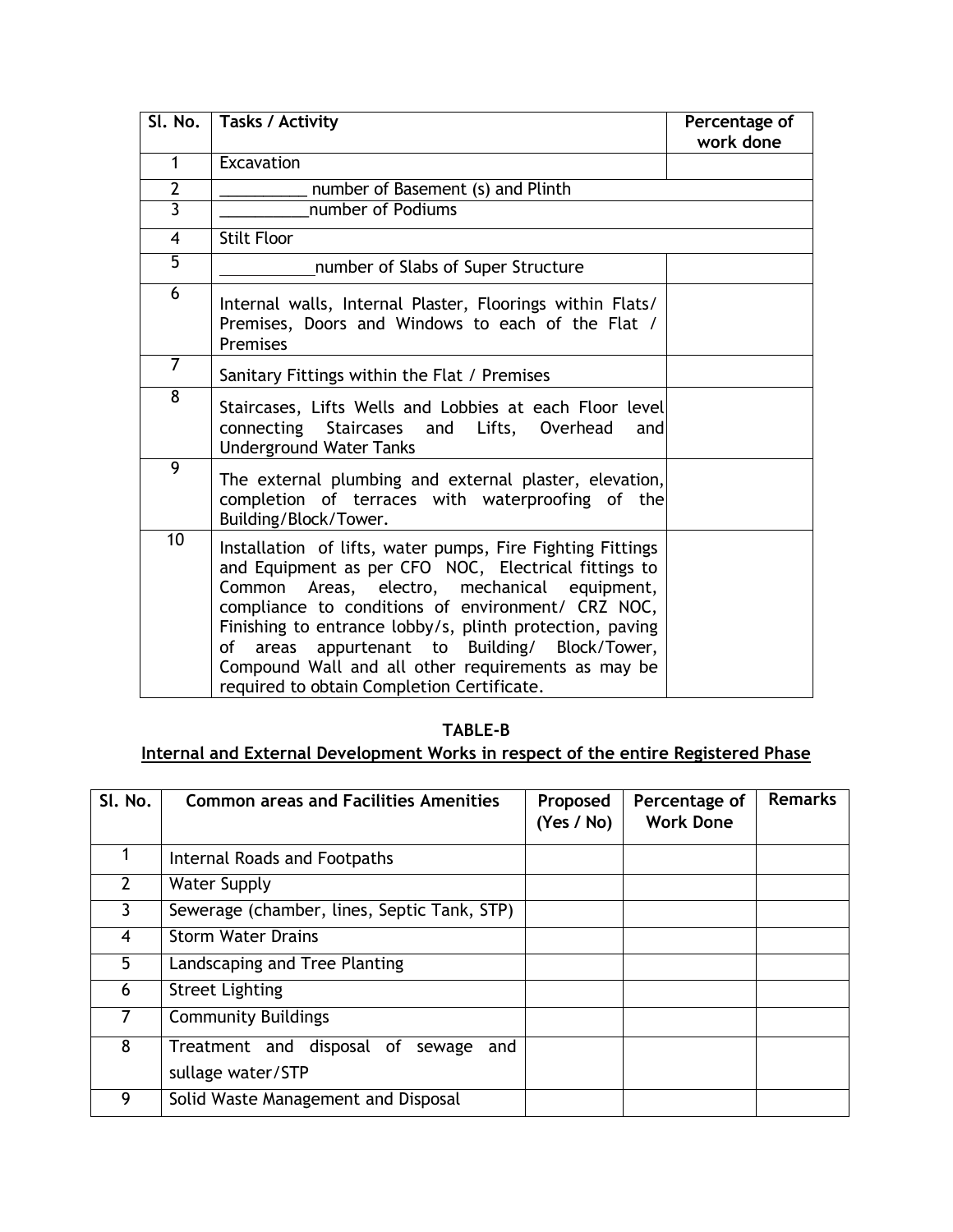| Sl. No. | Tasks / Activity | Percentage of work done |
|---|---|---|
| 1 | Excavation | |
| 2 | __________ number of Basement (s) and Plinth | |
| 3 | __________number of Podiums | |
| 4 | Stilt Floor | |
| 5 | ___________number of Slabs of Super Structure | |
| 6 | Internal walls, Internal Plaster, Floorings within Flats/ Premises, Doors and Windows to each of the Flat / Premises | |
| 7 | Sanitary Fittings within the Flat / Premises | |
| 8 | Staircases, Lifts Wells and Lobbies at each Floor level connecting Staircases and Lifts, Overhead and Underground Water Tanks | |
| 9 | The external plumbing and external plaster, elevation, completion of terraces with waterproofing of the Building/Block/Tower. | |
| 10 | Installation of lifts, water pumps, Fire Fighting Fittings and Equipment as per CFO NOC, Electrical fittings to Common Areas, electro, mechanical equipment, compliance to conditions of environment/ CRZ NOC, Finishing to entrance lobby/s, plinth protection, paving of areas appurtenant to Building/ Block/Tower, Compound Wall and all other requirements as may be required to obtain Completion Certificate. | |

**TABLE-B**

**Internal and External Development Works in respect of the entire Registered Phase**

| Sl. No. | Common areas and Facilities Amenities | Proposed (Yes / No) | Percentage of Work Done | Remarks |
|---|---|---|---|---|
| 1 | Internal Roads and Footpaths | | | |
| 2 | Water Supply | | | |
| 3 | Sewerage (chamber, lines, Septic Tank, STP) | | | |
| 4 | Storm Water Drains | | | |
| 5 | Landscaping and Tree Planting | | | |
| 6 | Street Lighting | | | |
| 7 | Community Buildings | | | |
| 8 | Treatment and disposal of sewage and sullage water/STP | | | |
| 9 | Solid Waste Management and Disposal | | | |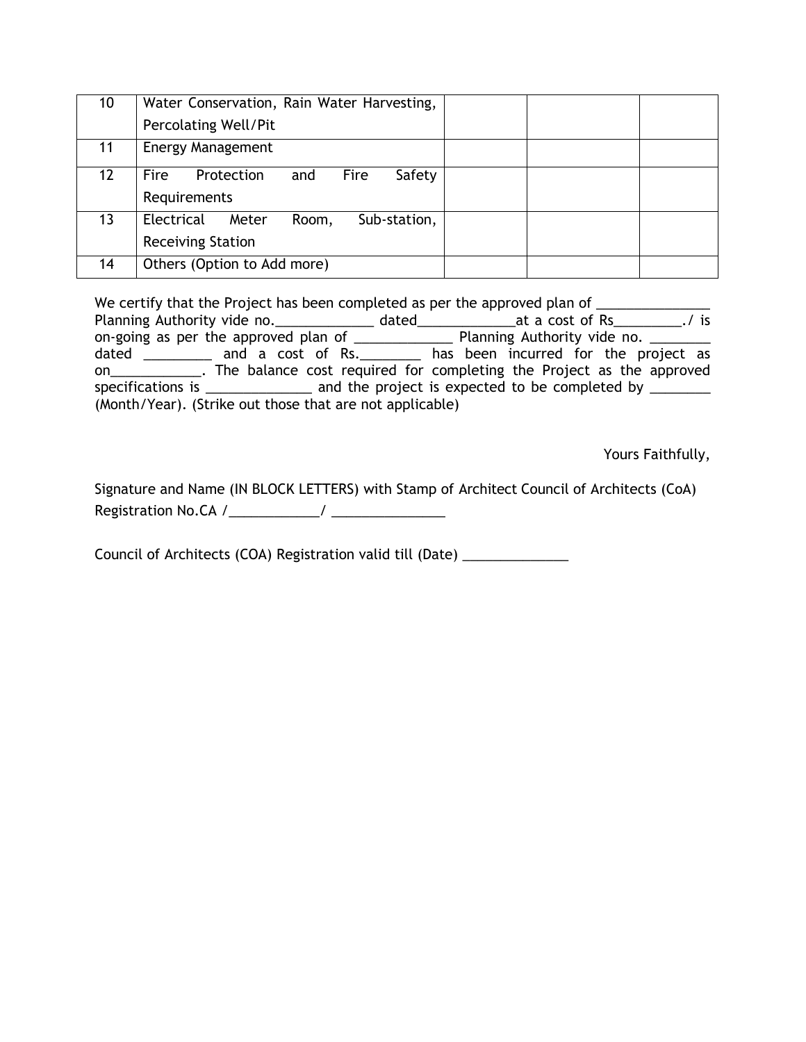| | | | | |
|---|---|---|---|---|
| 10 | Water Conservation, Rain Water Harvesting, Percolating Well/Pit | | | |
| 11 | Energy Management | | | |
| 12 | Fire Protection and Fire Safety Requirements | | | |
| 13 | Electrical Meter Room, Sub-station, Receiving Station | | | |
| 14 | Others (Option to Add more) | | | |

We certify that the Project has been completed as per the approved plan of _______________ Planning Authority vide no._____________ dated_____________at a cost of Rs_________./ is on-going as per the approved plan of _____________ Planning Authority vide no. ________ dated _________ and a cost of Rs.________ has been incurred for the project as on____________. The balance cost required for completing the Project as the approved specifications is ______________ and the project is expected to be completed by ________ (Month/Year). (Strike out those that are not applicable)

Yours Faithfully,

Signature and Name (IN BLOCK LETTERS) with Stamp of Architect Council of Architects (CoA) Registration No.CA /____________/ _______________

Council of Architects (COA) Registration valid till (Date) ______________